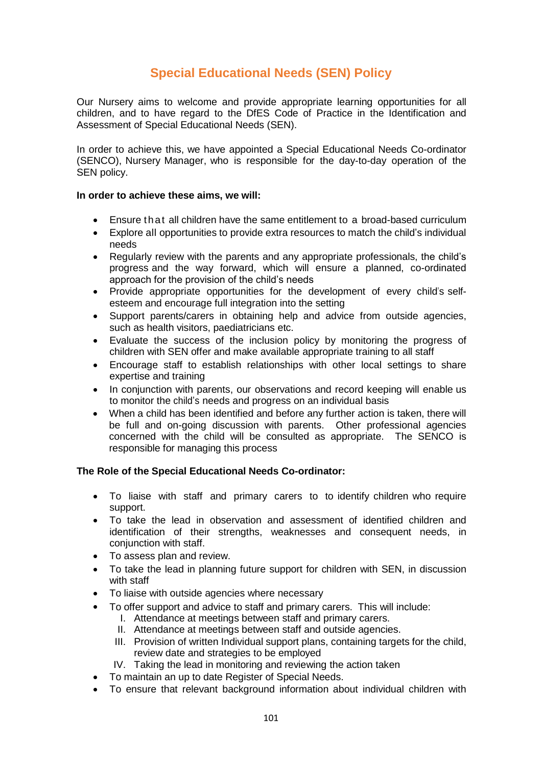# Special Educational Needs (SEN) Policy

Our Nursery aims to welcome and provide appropriate learning opportunities for all children, and to have regard to the DfES Code of Practice in the Identification and Assessment of Special Educational Needs (SEN).

In order to achieve this, we have appointed a Special Educational Needs Co-ordinator (SENCO), Nursery Manager, who is responsible for the day-to-day operation of the SEN policy.

**In order to achieve these aims, we will:**

- Ensure that all children have the same entitlement to a broad-based curriculum
- Explore all opportunities to provide extra resources to match the child's individual needs
- Regularly review with the parents and any appropriate professionals, the child's progress and the way forward, which will ensure a planned, co-ordinated approach for the provision of the child's needs
- Provide appropriate opportunities for the development of every child's self-esteem and encourage full integration into the setting
- Support parents/carers in obtaining help and advice from outside agencies, such as health visitors, paediatricians etc.
- Evaluate the success of the inclusion policy by monitoring the progress of children with SEN offer and make available appropriate training to all staff
- Encourage staff to establish relationships with other local settings to share expertise and training
- In conjunction with parents, our observations and record keeping will enable us to monitor the child's needs and progress on an individual basis
- When a child has been identified and before any further action is taken, there will be full and on-going discussion with parents. Other professional agencies concerned with the child will be consulted as appropriate. The SENCO is responsible for managing this process

**The Role of the Special Educational Needs Co-ordinator:**

- To liaise with staff and primary carers to to identify children who require support.
- To take the lead in observation and assessment of identified children and identification of their strengths, weaknesses and consequent needs, in conjunction with staff.
- To assess plan and review.
- To take the lead in planning future support for children with SEN, in discussion with staff
- To liaise with outside agencies where necessary
- To offer support and advice to staff and primary carers. This will include:
    - I. Attendance at meetings between staff and primary carers.
    - II. Attendance at meetings between staff and outside agencies.
    - III. Provision of written Individual support plans, containing targets for the child, review date and strategies to be employed
    - IV. Taking the lead in monitoring and reviewing the action taken
- To maintain an up to date Register of Special Needs.
- To ensure that relevant background information about individual children with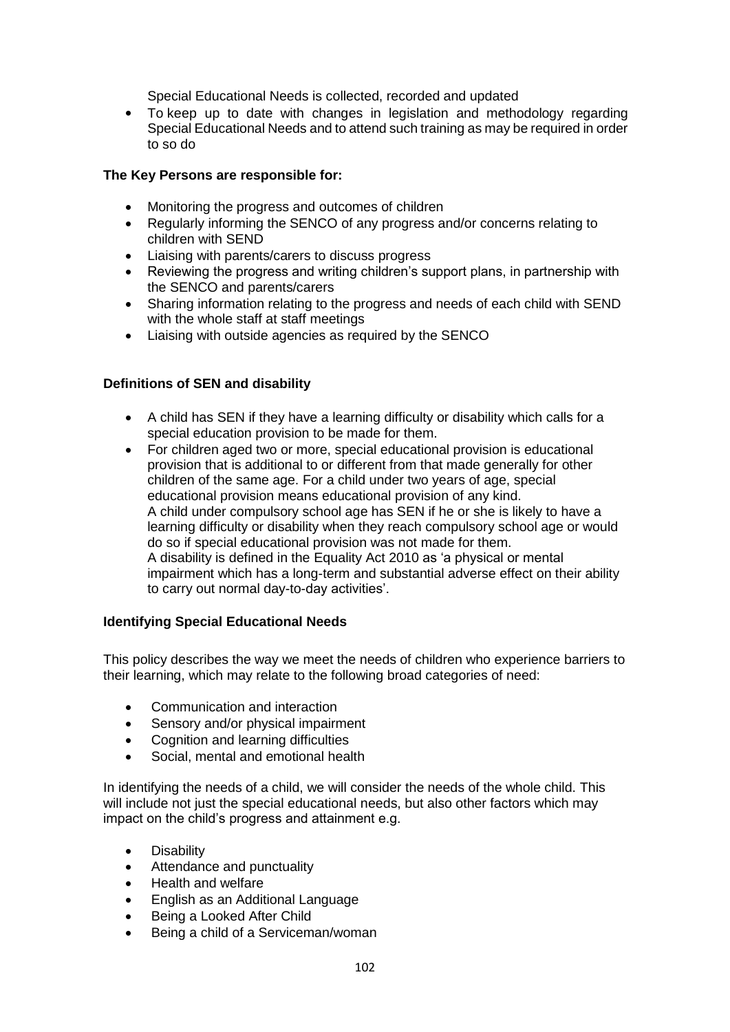Special Educational Needs is collected, recorded and updated

- To keep up to date with changes in legislation and methodology regarding Special Educational Needs and to attend such training as may be required in order to so do

**The Key Persons are responsible for:**

- Monitoring the progress and outcomes of children
- Regularly informing the SENCO of any progress and/or concerns relating to children with SEND
- Liaising with parents/carers to discuss progress
- Reviewing the progress and writing children's support plans, in partnership with the SENCO and parents/carers
- Sharing information relating to the progress and needs of each child with SEND with the whole staff at staff meetings
- Liaising with outside agencies as required by the SENCO

**Definitions of SEN and disability**

- A child has SEN if they have a learning difficulty or disability which calls for a special education provision to be made for them.
- For children aged two or more, special educational provision is educational provision that is additional to or different from that made generally for other children of the same age. For a child under two years of age, special educational provision means educational provision of any kind.
  A child under compulsory school age has SEN if he or she is likely to have a learning difficulty or disability when they reach compulsory school age or would do so if special educational provision was not made for them.
  A disability is defined in the Equality Act 2010 as 'a physical or mental impairment which has a long-term and substantial adverse effect on their ability to carry out normal day-to-day activities'.

**Identifying Special Educational Needs**

This policy describes the way we meet the needs of children who experience barriers to their learning, which may relate to the following broad categories of need:

- Communication and interaction
- Sensory and/or physical impairment
- Cognition and learning difficulties
- Social, mental and emotional health

In identifying the needs of a child, we will consider the needs of the whole child. This will include not just the special educational needs, but also other factors which may impact on the child's progress and attainment e.g.

- Disability
- Attendance and punctuality
- Health and welfare
- English as an Additional Language
- Being a Looked After Child
- Being a child of a Serviceman/woman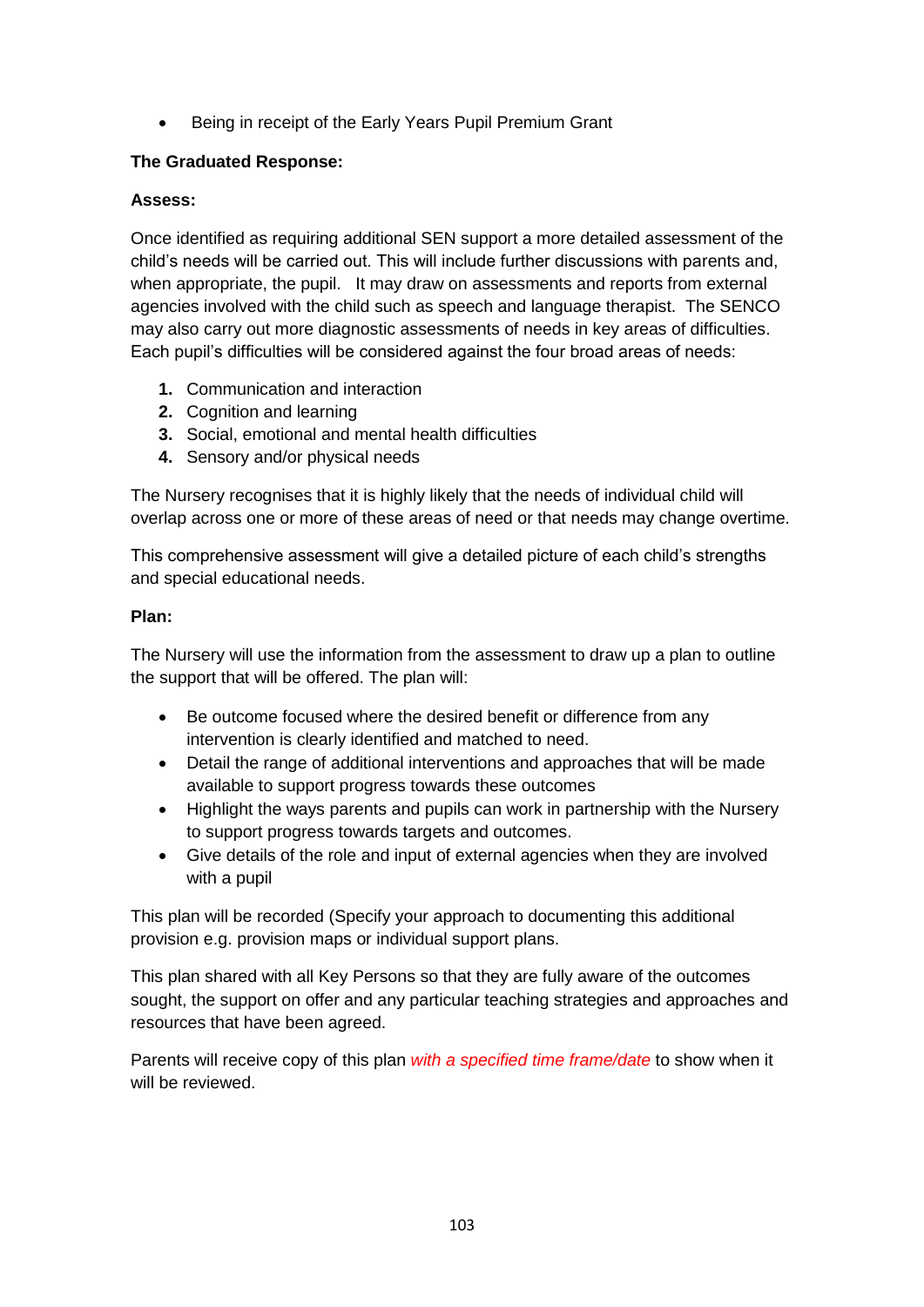- Being in receipt of the Early Years Pupil Premium Grant

**The Graduated Response:**

**Assess:**

Once identified as requiring additional SEN support a more detailed assessment of the child's needs will be carried out. This will include further discussions with parents and, when appropriate, the pupil. It may draw on assessments and reports from external agencies involved with the child such as speech and language therapist. The SENCO may also carry out more diagnostic assessments of needs in key areas of difficulties. Each pupil's difficulties will be considered against the four broad areas of needs:

1. Communication and interaction
2. Cognition and learning
3. Social, emotional and mental health difficulties
4. Sensory and/or physical needs

The Nursery recognises that it is highly likely that the needs of individual child will overlap across one or more of these areas of need or that needs may change overtime.

This comprehensive assessment will give a detailed picture of each child's strengths and special educational needs.

**Plan:**

The Nursery will use the information from the assessment to draw up a plan to outline the support that will be offered. The plan will:

- Be outcome focused where the desired benefit or difference from any intervention is clearly identified and matched to need.
- Detail the range of additional interventions and approaches that will be made available to support progress towards these outcomes
- Highlight the ways parents and pupils can work in partnership with the Nursery to support progress towards targets and outcomes.
- Give details of the role and input of external agencies when they are involved with a pupil

This plan will be recorded (Specify your approach to documenting this additional provision e.g. provision maps or individual support plans.

This plan shared with all Key Persons so that they are fully aware of the outcomes sought, the support on offer and any particular teaching strategies and approaches and resources that have been agreed.

Parents will receive copy of this plan *with a specified time frame/date* to show when it will be reviewed.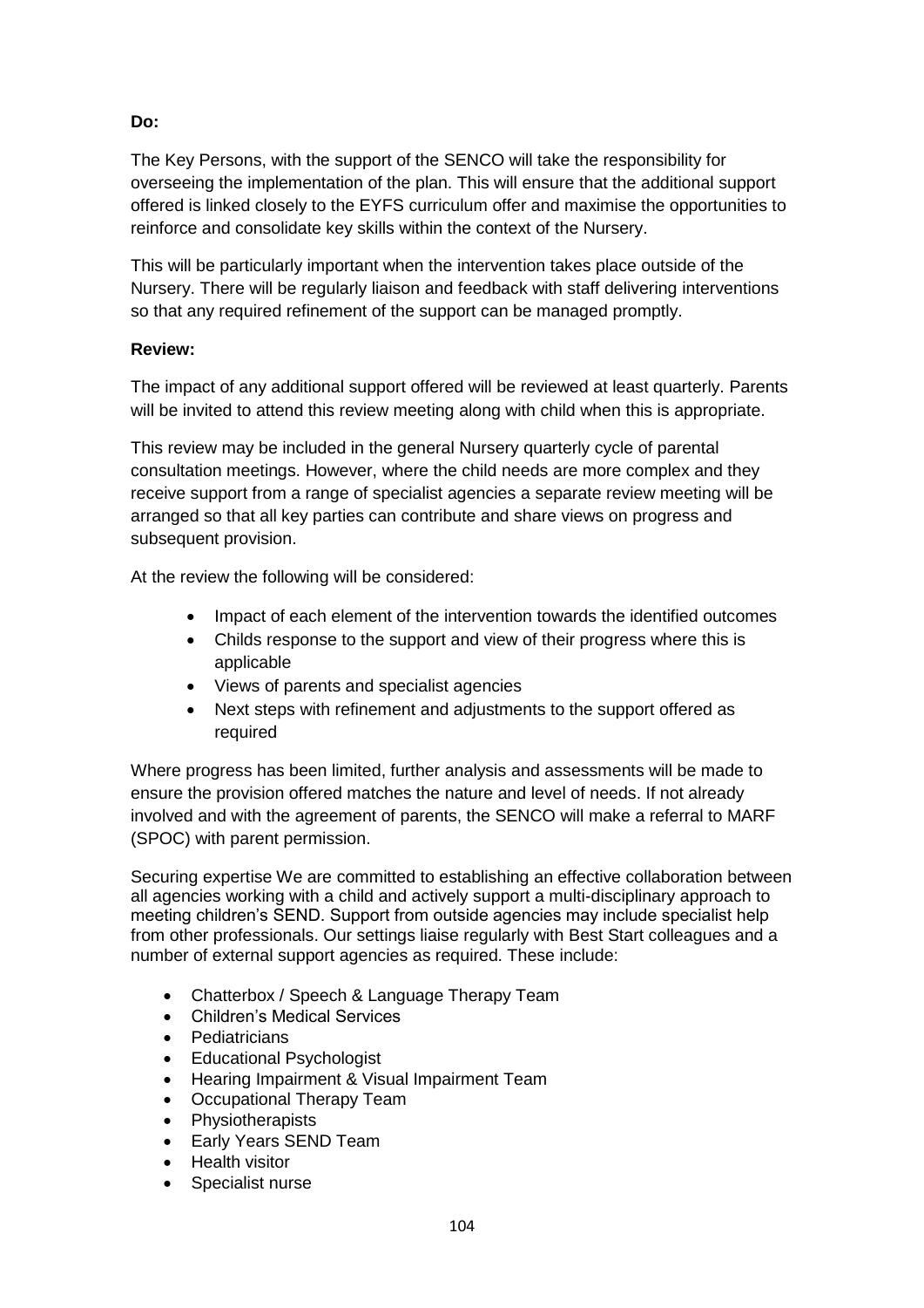**Do:**

The Key Persons, with the support of the SENCO will take the responsibility for overseeing the implementation of the plan. This will ensure that the additional support offered is linked closely to the EYFS curriculum offer and maximise the opportunities to reinforce and consolidate key skills within the context of the Nursery.

This will be particularly important when the intervention takes place outside of the Nursery. There will be regularly liaison and feedback with staff delivering interventions so that any required refinement of the support can be managed promptly.

**Review:**

The impact of any additional support offered will be reviewed at least quarterly. Parents will be invited to attend this review meeting along with child when this is appropriate.

This review may be included in the general Nursery quarterly cycle of parental consultation meetings. However, where the child needs are more complex and they receive support from a range of specialist agencies a separate review meeting will be arranged so that all key parties can contribute and share views on progress and subsequent provision.

At the review the following will be considered:

- Impact of each element of the intervention towards the identified outcomes
- Childs response to the support and view of their progress where this is applicable
- Views of parents and specialist agencies
- Next steps with refinement and adjustments to the support offered as required

Where progress has been limited, further analysis and assessments will be made to ensure the provision offered matches the nature and level of needs. If not already involved and with the agreement of parents, the SENCO will make a referral to MARF (SPOC) with parent permission.

Securing expertise We are committed to establishing an effective collaboration between all agencies working with a child and actively support a multi-disciplinary approach to meeting children's SEND. Support from outside agencies may include specialist help from other professionals. Our settings liaise regularly with Best Start colleagues and a number of external support agencies as required. These include:

- Chatterbox / Speech & Language Therapy Team
- Children's Medical Services
- Pediatricians
- Educational Psychologist
- Hearing Impairment & Visual Impairment Team
- Occupational Therapy Team
- Physiotherapists
- Early Years SEND Team
- Health visitor
- Specialist nurse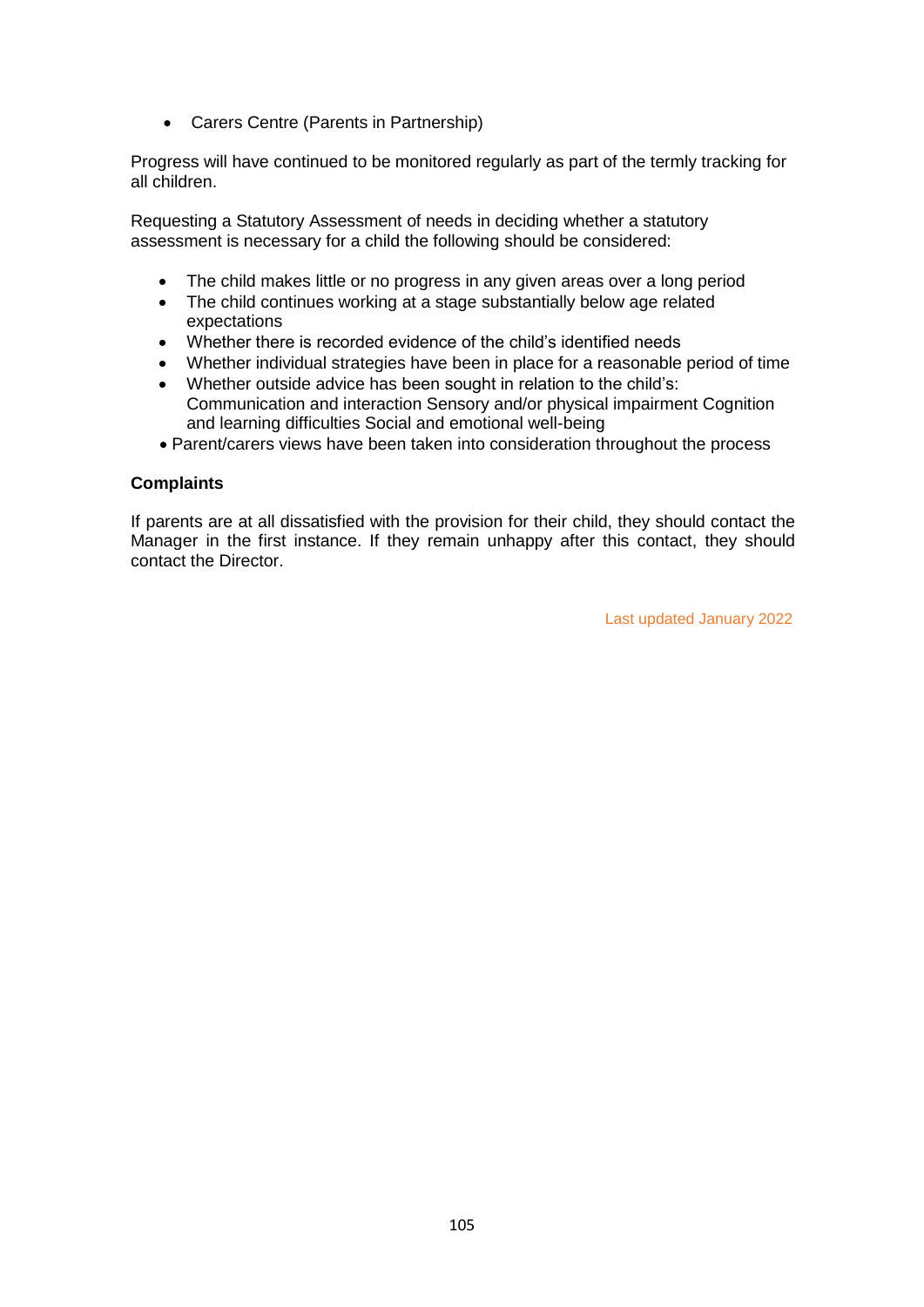- Carers Centre (Parents in Partnership)

Progress will have continued to be monitored regularly as part of the termly tracking for all children.

Requesting a Statutory Assessment of needs in deciding whether a statutory assessment is necessary for a child the following should be considered:

- The child makes little or no progress in any given areas over a long period
- The child continues working at a stage substantially below age related expectations
- Whether there is recorded evidence of the child's identified needs
- Whether individual strategies have been in place for a reasonable period of time
- Whether outside advice has been sought in relation to the child's: Communication and interaction Sensory and/or physical impairment Cognition and learning difficulties Social and emotional well-being
- Parent/carers views have been taken into consideration throughout the process

**Complaints**

If parents are at all dissatisfied with the provision for their child, they should contact the Manager in the first instance. If they remain unhappy after this contact, they should contact the Director.

Last updated January 2022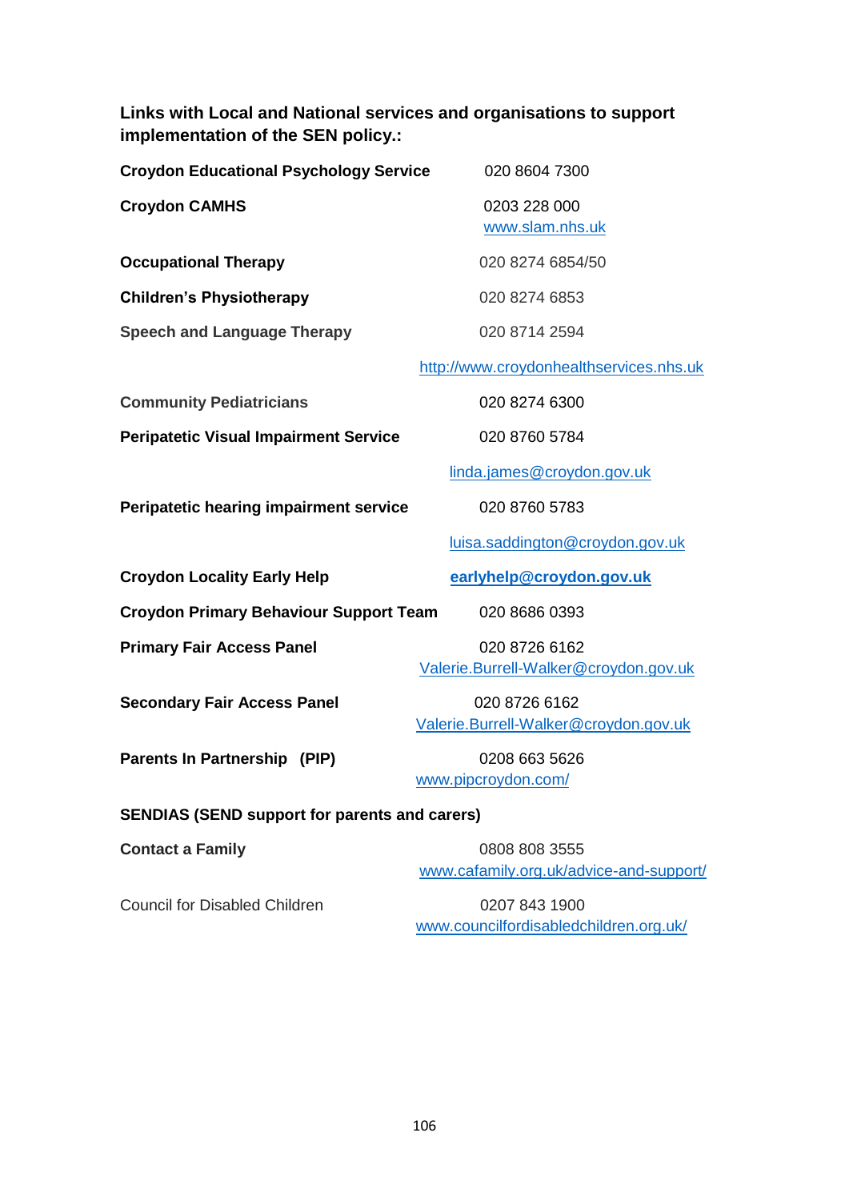**Links with Local and National services and organisations to support implementation of the SEN policy.:**

| | |
|---|---|
| **Croydon Educational Psychology Service** | 020 8604 7300 |
| **Croydon CAMHS** | 0203 228 000<br>www.slam.nhs.uk |
| **Occupational Therapy** | 020 8274 6854/50 |
| **Children's Physiotherapy** | 020 8274 6853 |
| **Speech and Language Therapy** | 020 8714 2594 |
| | http://www.croydonhealthservices.nhs.uk |
| **Community Pediatricians** | 020 8274 6300 |
| **Peripatetic Visual Impairment Service** | 020 8760 5784 |
| | linda.james@croydon.gov.uk |
| **Peripatetic hearing impairment service** | 020 8760 5783 |
| | luisa.saddington@croydon.gov.uk |
| **Croydon Locality Early Help** | **earlyhelp@croydon.gov.uk** |
| **Croydon Primary Behaviour Support Team** | 020 8686 0393 |
| **Primary Fair Access Panel** | 020 8726 6162<br>Valerie.Burrell-Walker@croydon.gov.uk |
| **Secondary Fair Access Panel** | 020 8726 6162<br>Valerie.Burrell-Walker@croydon.gov.uk |
| **Parents In Partnership (PIP)** | 0208 663 5626<br>www.pipcroydon.com/ |

**SENDIAS (SEND support for parents and carers)**

| | |
|---|---|
| **Contact a Family** | 0808 808 3555<br>www.cafamily.org.uk/advice-and-support/ |
| Council for Disabled Children | 0207 843 1900<br>www.councilfordisabledchildren.org.uk/ |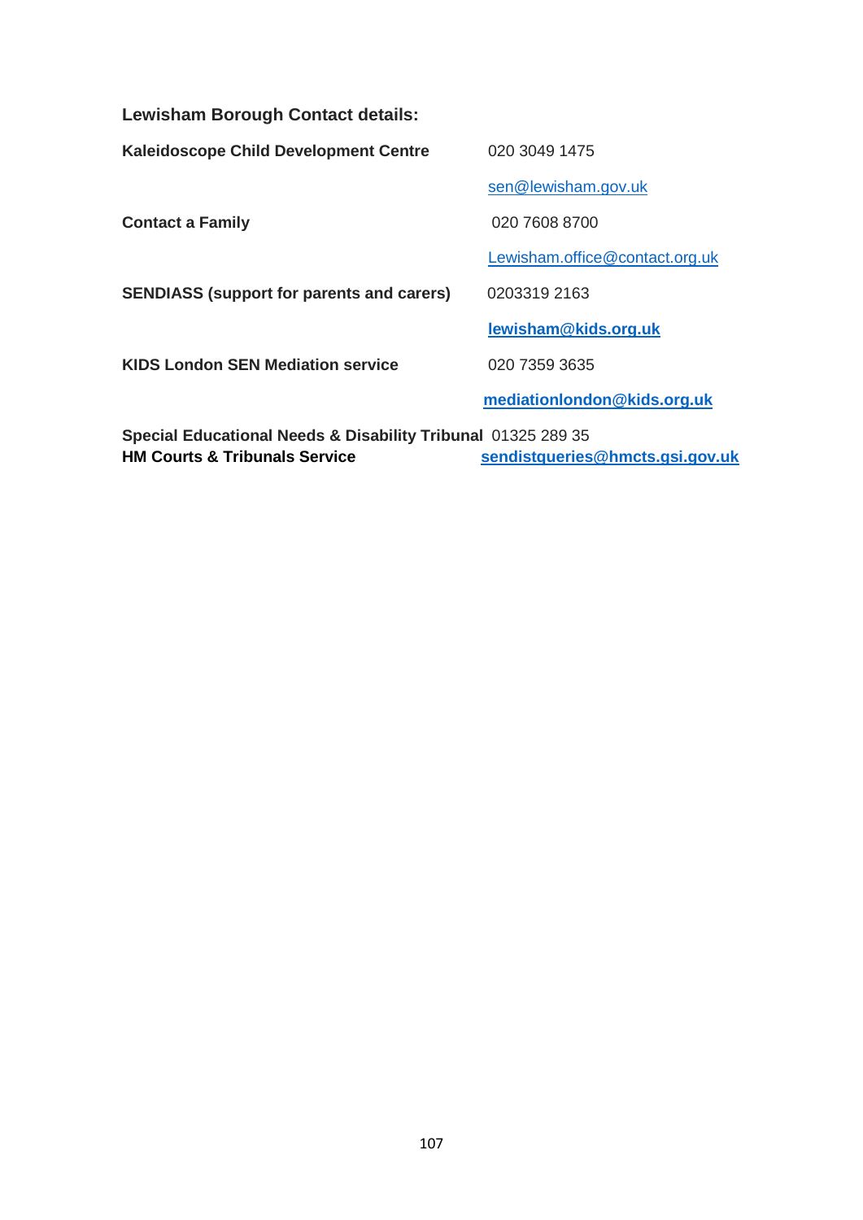**Lewisham Borough Contact details:**

| | |
|---|---|
| **Kaleidoscope Child Development Centre** | 020 3049 1475 |
| | sen@lewisham.gov.uk |
| **Contact a Family** | 020 7608 8700 |
| | Lewisham.office@contact.org.uk |
| **SENDIASS (support for parents and carers)** | 0203319 2163 |
| | **lewisham@kids.org.uk** |
| **KIDS London SEN Mediation service** | 020 7359 3635 |
| | **mediationlondon@kids.org.uk** |
| **Special Educational Needs & Disability Tribunal** | 01325 289 35 |
| **HM Courts & Tribunals Service** | **sendistqueries@hmcts.gsi.gov.uk** |